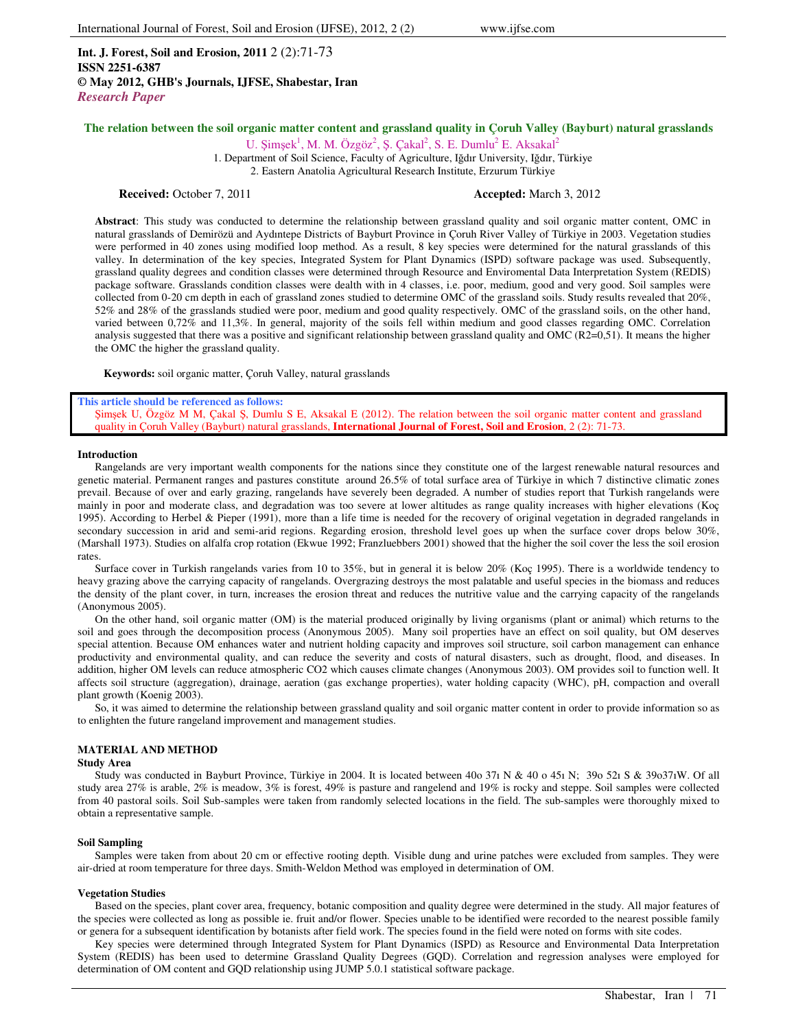**Int. J. Forest, Soil and Erosion, 2011** 2 (2):71-73
**ISSN 2251-6387**
**© May 2012, GHB's Journals, IJFSE, Shabestar, Iran**
*Research Paper*

# The relation between the soil organic matter content and grassland quality in Çoruh Valley (Bayburt) natural grasslands

U. Şimşek[1], M. M. Özgöz[2], Ş. Çakal[2], S. E. Dumlu[2] E. Aksakal[2]

1. Department of Soil Science, Faculty of Agriculture, Iğdır University, Iğdır, Türkiye
2. Eastern Anatolia Agricultural Research Institute, Erzurum Türkiye

**Received:** October 7, 2011 **Accepted:** March 3, 2012

**Abstract**: This study was conducted to determine the relationship between grassland quality and soil organic matter content, OMC in natural grasslands of Demirözü and Aydıntepe Districts of Bayburt Province in Çoruh River Valley of Türkiye in 2003. Vegetation studies were performed in 40 zones using modified loop method. As a result, 8 key species were determined for the natural grasslands of this valley. In determination of the key species, Integrated System for Plant Dynamics (ISPD) software package was used. Subsequently, grassland quality degrees and condition classes were determined through Resource and Enviromental Data Interpretation System (REDIS) package software. Grasslands condition classes were dealth with in 4 classes, i.e. poor, medium, good and very good. Soil samples were collected from 0-20 cm depth in each of grassland zones studied to determine OMC of the grassland soils. Study results revealed that 20%, 52% and 28% of the grasslands studied were poor, medium and good quality respectively. OMC of the grassland soils, on the other hand, varied between 0,72% and 11,3%. In general, majority of the soils fell within medium and good classes regarding OMC. Correlation analysis suggested that there was a positive and significant relationship between grassland quality and OMC ($R2=0,51$). It means the higher the OMC the higher the grassland quality.

**Keywords:** soil organic matter, Çoruh Valley, natural grasslands

**This article should be referenced as follows:**
Şimşek U, Özgöz M M, Çakal Ş, Dumlu S E, Aksakal E (2012). The relation between the soil organic matter content and grassland quality in Çoruh Valley (Bayburt) natural grasslands, **International Journal of Forest, Soil and Erosion**, 2 (2): 71-73.

## Introduction

Rangelands are very important wealth components for the nations since they constitute one of the largest renewable natural resources and genetic material. Permanent ranges and pastures constitute around 26.5% of total surface area of Türkiye in which 7 distinctive climatic zones prevail. Because of over and early grazing, rangelands have severely been degraded. A number of studies report that Turkish rangelands were mainly in poor and moderate class, and degradation was too severe at lower altitudes as range quality increases with higher elevations (Koç 1995). According to Herbel & Pieper (1991), more than a life time is needed for the recovery of original vegetation in degraded rangelands in secondary succession in arid and semi-arid regions. Regarding erosion, threshold level goes up when the surface cover drops below 30%, (Marshall 1973). Studies on alfalfa crop rotation (Ekwue 1992; Franzluebbers 2001) showed that the higher the soil cover the less the soil erosion rates.

Surface cover in Turkish rangelands varies from 10 to 35%, but in general it is below 20% (Koç 1995). There is a worldwide tendency to heavy grazing above the carrying capacity of rangelands. Overgrazing destroys the most palatable and useful species in the biomass and reduces the density of the plant cover, in turn, increases the erosion threat and reduces the nutritive value and the carrying capacity of the rangelands (Anonymous 2005).

On the other hand, soil organic matter (OM) is the material produced originally by living organisms (plant or animal) which returns to the soil and goes through the decomposition process (Anonymous 2005). Many soil properties have an effect on soil quality, but OM deserves special attention. Because OM enhances water and nutrient holding capacity and improves soil structure, soil carbon management can enhance productivity and environmental quality, and can reduce the severity and costs of natural disasters, such as drought, flood, and diseases. In addition, higher OM levels can reduce atmospheric CO2 which causes climate changes (Anonymous 2003). OM provides soil to function well. It affects soil structure (aggregation), drainage, aeration (gas exchange properties), water holding capacity (WHC), pH, compaction and overall plant growth (Koenig 2003).

So, it was aimed to determine the relationship between grassland quality and soil organic matter content in order to provide information so as to enlighten the future rangeland improvement and management studies.

## MATERIAL AND METHOD

### Study Area

Study was conducted in Bayburt Province, Türkiye in 2004. It is located between 40o 37ı N & 40 o 45ı N; 39o 52ı S & 39o37ıW. Of all study area 27% is arable, 2% is meadow, 3% is forest, 49% is pasture and rangelend and 19% is rocky and steppe. Soil samples were collected from 40 pastoral soils. Soil Sub-samples were taken from randomly selected locations in the field. The sub-samples were thoroughly mixed to obtain a representative sample.

### Soil Sampling

Samples were taken from about 20 cm or effective rooting depth. Visible dung and urine patches were excluded from samples. They were air-dried at room temperature for three days. Smith-Weldon Method was employed in determination of OM.

### Vegetation Studies

Based on the species, plant cover area, frequency, botanic composition and quality degree were determined in the study. All major features of the species were collected as long as possible ie. fruit and/or flower. Species unable to be identified were recorded to the nearest possible family or genera for a subsequent identification by botanists after field work. The species found in the field were noted on forms with site codes.

Key species were determined through Integrated System for Plant Dynamics (ISPD) as Resource and Environmental Data Interpretation System (REDIS) has been used to determine Grassland Quality Degrees (GQD). Correlation and regression analyses were employed for determination of OM content and GQD relationship using JUMP 5.0.1 statistical software package.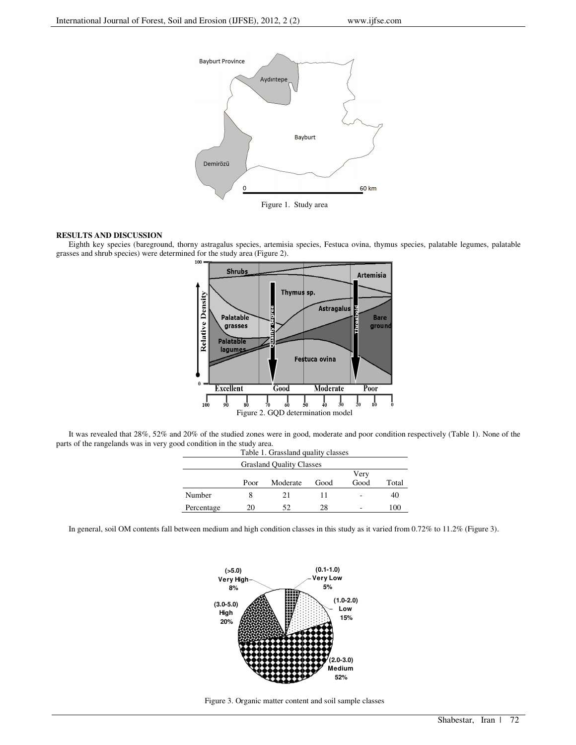Figure 1. Study area

## RESULTS AND DISCUSSION

Eighth key species (bareground, thorny astragalus species, artemisia species, Festuca ovina, thymus species, palatable legumes, palatable grasses and shrub species) were determined for the study area (Figure 2).

Figure 2. GQD determination model

It was revealed that 28%, 52% and 20% of the studied zones were in good, moderate and poor condition respectively (Table 1). None of the parts of the rangelands was in very good condition in the study area.

Table 1. Grassland quality classes

| | Grasland Quality Classes | | | | |
|---|---|---|---|---|---|
| | Poor | Moderate | Good | Very Good | Total |
| Number | 8 | 21 | 11 | - | 40 |
| Percentage | 20 | 52 | 28 | - | 100 |

In general, soil OM contents fall between medium and high condition classes in this study as it varied from 0.72% to 11.2% (Figure 3).

Figure 3. Organic matter content and soil sample classes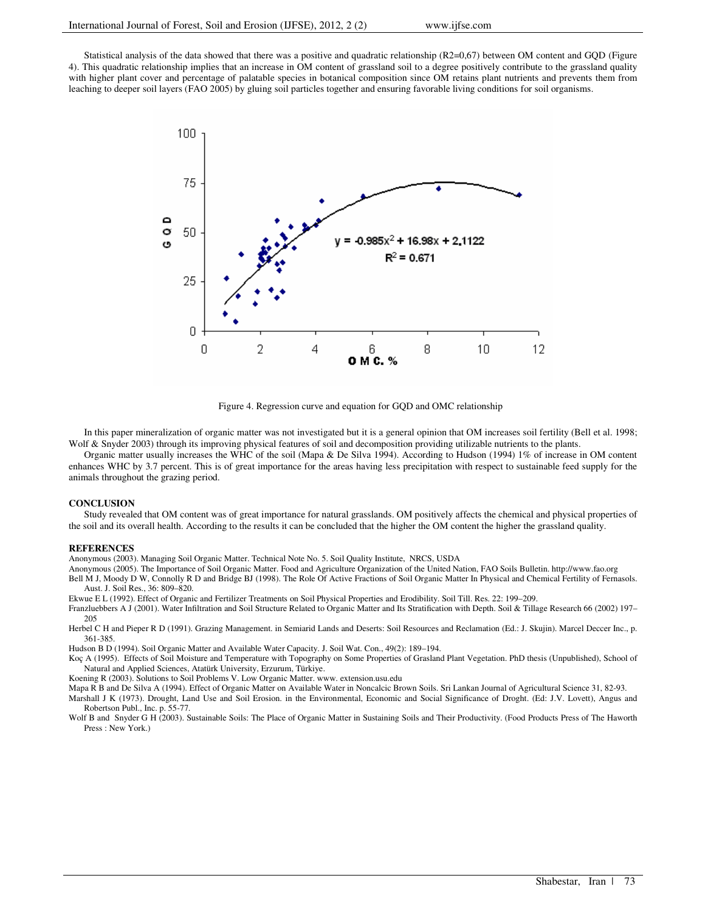Statistical analysis of the data showed that there was a positive and quadratic relationship (R2=0,67) between OM content and GQD (Figure 4). This quadratic relationship implies that an increase in OM content of grassland soil to a degree positively contribute to the grassland quality with higher plant cover and percentage of palatable species in botanical composition since OM retains plant nutrients and prevents them from leaching to deeper soil layers (FAO 2005) by gluing soil particles together and ensuring favorable living conditions for soil organisms.

100
75
50
25
0
G Q D
0
2
4
6
8
10
12
O M C. %
$y = -0.985x^2 + 16.98x + 2,1122$
$R^2 = 0.671$

Figure 4. Regression curve and equation for GQD and OMC relationship

In this paper mineralization of organic matter was not investigated but it is a general opinion that OM increases soil fertility (Bell et al. 1998; Wolf & Snyder 2003) through its improving physical features of soil and decomposition providing utilizable nutrients to the plants.

Organic matter usually increases the WHC of the soil (Mapa & De Silva 1994). According to Hudson (1994) 1% of increase in OM content enhances WHC by 3.7 percent. This is of great importance for the areas having less precipitation with respect to sustainable feed supply for the animals throughout the grazing period.

## CONCLUSION

Study revealed that OM content was of great importance for natural grasslands. OM positively affects the chemical and physical properties of the soil and its overall health. According to the results it can be concluded that the higher the OM content the higher the grassland quality.

## REFERENCES

Anonymous (2003). Managing Soil Organic Matter. Technical Note No. 5. Soil Quality Institute, NRCS, USDA

Anonymous (2005). The Importance of Soil Organic Matter. Food and Agriculture Organization of the United Nation, FAO Soils Bulletin. http://www.fao.org

Bell M J, Moody D W, Connolly R D and Bridge BJ (1998). The Role Of Active Fractions of Soil Organic Matter In Physical and Chemical Fertility of Fernasols. Aust. J. Soil Res., 36: 809–820.

Ekwue E L (1992). Effect of Organic and Fertilizer Treatments on Soil Physical Properties and Erodibility. Soil Till. Res. 22: 199–209.

Franzluebbers A J (2001). Water Infiltration and Soil Structure Related to Organic Matter and Its Stratification with Depth. Soil & Tillage Research 66 (2002) 197–205

Herbel C H and Pieper R D (1991). Grazing Management. in Semiarid Lands and Deserts: Soil Resources and Reclamation (Ed.: J. Skujin). Marcel Deccer Inc., p. 361-385.

Hudson B D (1994). Soil Organic Matter and Available Water Capacity. J. Soil Wat. Con., 49(2): 189–194.

Koç A (1995). Effects of Soil Moisture and Temperature with Topography on Some Properties of Grasland Plant Vegetation. PhD thesis (Unpublished), School of Natural and Applied Sciences, Atatürk University, Erzurum, Türkiye.

Koening R (2003). Solutions to Soil Problems V. Low Organic Matter. www. extension.usu.edu

Mapa R B and De Silva A (1994). Effect of Organic Matter on Available Water in Noncalcic Brown Soils. Sri Lankan Journal of Agricultural Science 31, 82-93.

Marshall J K (1973). Drought, Land Use and Soil Erosion. in the Environmental, Economic and Social Significance of Droght. (Ed: J.V. Lovett), Angus and Robertson Publ., Inc. p. 55-77.

Wolf B and Snyder G H (2003). Sustainable Soils: The Place of Organic Matter in Sustaining Soils and Their Productivity. (Food Products Press of The Haworth Press : New York.)